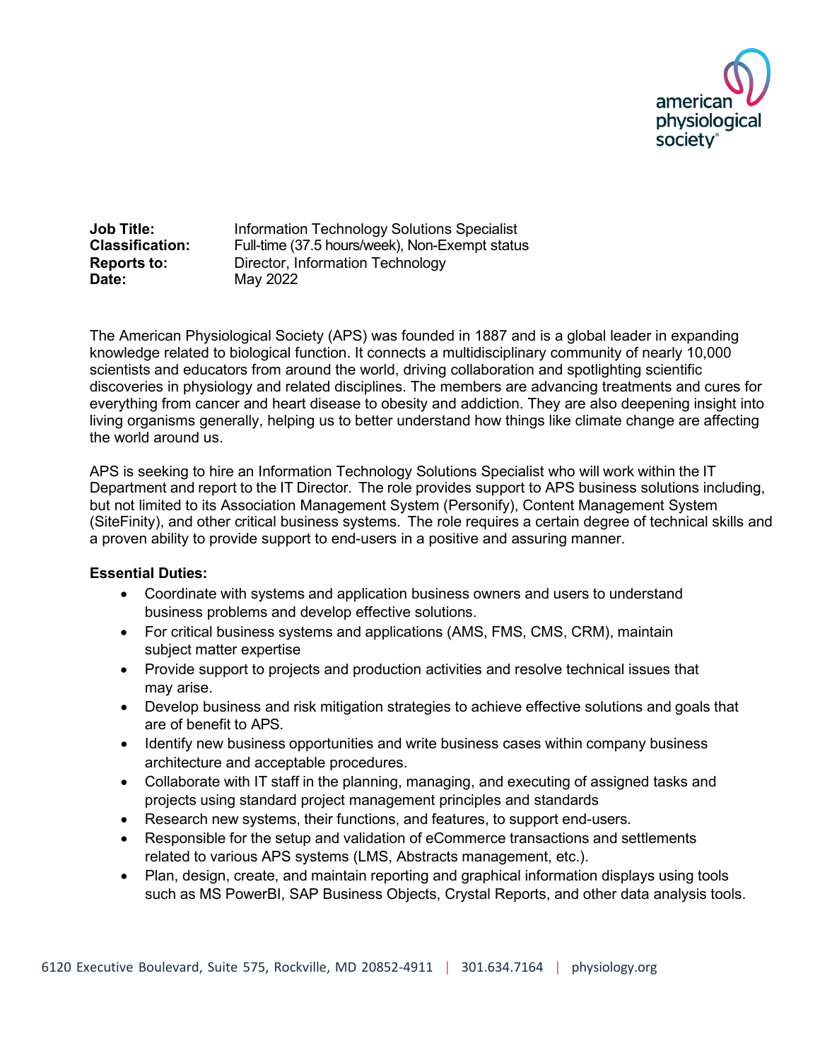american physiological society

**Job Title:** Information Technology Solutions Specialist
**Classification:** Full-time (37.5 hours/week), Non-Exempt status
**Reports to:** Director, Information Technology
**Date:** May 2022

The American Physiological Society (APS) was founded in 1887 and is a global leader in expanding knowledge related to biological function. It connects a multidisciplinary community of nearly 10,000 scientists and educators from around the world, driving collaboration and spotlighting scientific discoveries in physiology and related disciplines. The members are advancing treatments and cures for everything from cancer and heart disease to obesity and addiction. They are also deepening insight into living organisms generally, helping us to better understand how things like climate change are affecting the world around us.

APS is seeking to hire an Information Technology Solutions Specialist who will work within the IT Department and report to the IT Director. The role provides support to APS business solutions including, but not limited to its Association Management System (Personify), Content Management System (SiteFinity), and other critical business systems. The role requires a certain degree of technical skills and a proven ability to provide support to end-users in a positive and assuring manner.

**Essential Duties:**

- Coordinate with systems and application business owners and users to understand business problems and develop effective solutions.
- For critical business systems and applications (AMS, FMS, CMS, CRM), maintain subject matter expertise
- Provide support to projects and production activities and resolve technical issues that may arise.
- Develop business and risk mitigation strategies to achieve effective solutions and goals that are of benefit to APS.
- Identify new business opportunities and write business cases within company business architecture and acceptable procedures.
- Collaborate with IT staff in the planning, managing, and executing of assigned tasks and projects using standard project management principles and standards
- Research new systems, their functions, and features, to support end-users.
- Responsible for the setup and validation of eCommerce transactions and settlements related to various APS systems (LMS, Abstracts management, etc.).
- Plan, design, create, and maintain reporting and graphical information displays using tools such as MS PowerBI, SAP Business Objects, Crystal Reports, and other data analysis tools.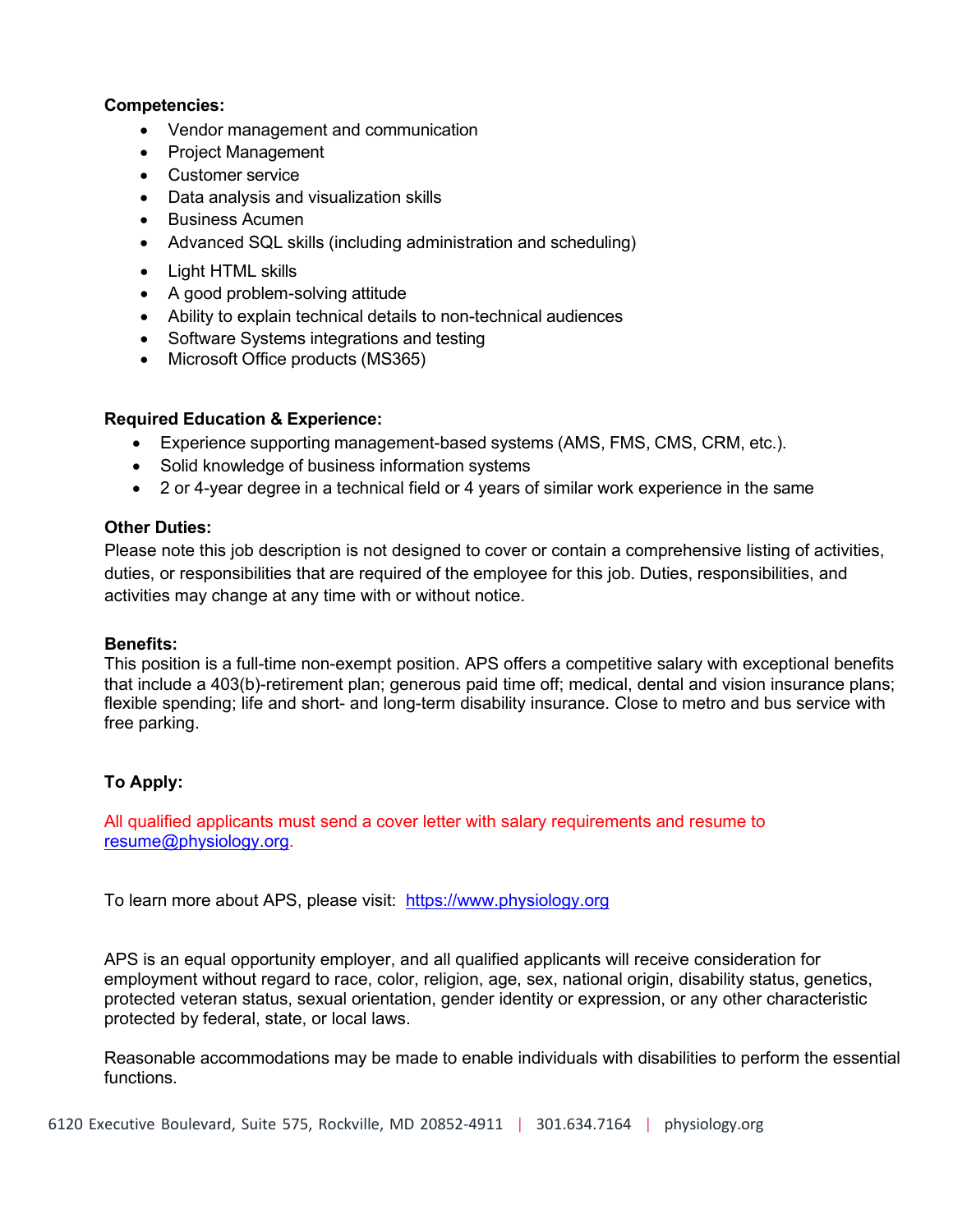**Competencies:**

- Vendor management and communication
- Project Management
- Customer service
- Data analysis and visualization skills
- Business Acumen
- Advanced SQL skills (including administration and scheduling)
- Light HTML skills
- A good problem-solving attitude
- Ability to explain technical details to non-technical audiences
- Software Systems integrations and testing
- Microsoft Office products (MS365)

**Required Education & Experience:**

- Experience supporting management-based systems (AMS, FMS, CMS, CRM, etc.).
- Solid knowledge of business information systems
- 2 or 4-year degree in a technical field or 4 years of similar work experience in the same

**Other Duties:**

Please note this job description is not designed to cover or contain a comprehensive listing of activities, duties, or responsibilities that are required of the employee for this job. Duties, responsibilities, and activities may change at any time with or without notice.

**Benefits:**

This position is a full-time non-exempt position. APS offers a competitive salary with exceptional benefits that include a 403(b)-retirement plan; generous paid time off; medical, dental and vision insurance plans; flexible spending; life and short- and long-term disability insurance. Close to metro and bus service with free parking.

**To Apply:**

All qualified applicants must send a cover letter with salary requirements and resume to resume@physiology.org.

To learn more about APS, please visit: https://www.physiology.org

APS is an equal opportunity employer, and all qualified applicants will receive consideration for employment without regard to race, color, religion, age, sex, national origin, disability status, genetics, protected veteran status, sexual orientation, gender identity or expression, or any other characteristic protected by federal, state, or local laws.

Reasonable accommodations may be made to enable individuals with disabilities to perform the essential functions.

6120 Executive Boulevard, Suite 575, Rockville, MD 20852-4911 | 301.634.7164 | physiology.org